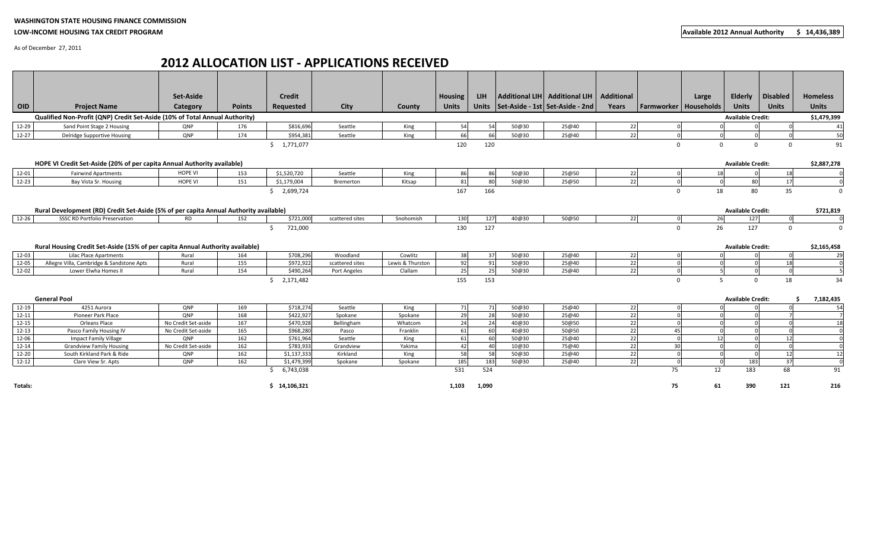**WASHINGTON STATE HOUSING FINANCE COMMISSION**

**LOW-INCOME HOUSING TAX CREDIT PROGRAM**

**Available 2012 Annual Authority $ 14,436,389**

As of December 27, 2011

# 2012 ALLOCATION LIST - APPLICATIONS RECEIVED

| OID | Project Name | Set-Aside Category | Points | Credit Requested | City | County | Housing Units | LIH Units | Additional LIH Set-Aside - 1st | Additional LIH Set-Aside - 2nd | Additional Years | Farmworker | Large Households | Elderly Units | Disabled Units | Homeless Units |
|---|---|---|---|---|---|---|---|---|---|---|---|---|---|---|---|---|
| **Qualified Non-Profit (QNP) Credit Set-Aside (10% of Total Annual Authority)** | | | | | | | | | | | | | | **Available Credit:** | | **$1,479,399** |
| 12-29 | Sand Point Stage 2 Housing | QNP | 176 | $816,696 | Seattle | King | 54 | 54 | 50@30 | 25@40 | 22 | 0 | 0 | 0 | 0 | 41 |
| 12-27 | Delridge Supportive Housing | QNP | 174 | $954,381 | Seattle | King | 66 | 66 | 50@30 | 25@40 | 22 | 0 | 0 | 0 | 0 | 50 |
| | | | | $ 1,771,077 | | | 120 | 120 | | | | 0 | 0 | 0 | 0 | 91 |
| **HOPE VI Credit Set-Aside (20% of per capita Annual Authority available)** | | | | | | | | | | | | | | **Available Credit:** | | **$2,887,278** |
| 12-01 | Fairwind Apartments | HOPE VI | 153 | $1,520,720 | Seattle | King | 86 | 86 | 50@30 | 25@50 | 22 | 0 | 18 | 0 | 18 | 0 |
| 12-23 | Bay Vista Sr. Housing | HOPE VI | 151 | $1,179,004 | Bremerton | Kitsap | 81 | 80 | 50@30 | 25@50 | 22 | 0 | 0 | 80 | 17 | 0 |
| | | | | $ 2,699,724 | | | 167 | 166 | | | | 0 | 18 | 80 | 35 | 0 |
| **Rural Development (RD) Credit Set-Aside (5% of per capita Annual Authority available)** | | | | | | | | | | | | | | **Available Credit:** | | **$721,819** |
| 12-26 | SSSC RD Portfolio Preservation | RD | 152 | $721,000 | scattered sites | Snohomish | 130 | 127 | 40@30 | 50@50 | 22 | 0 | 26 | 127 | 0 | 0 |
| | | | | $ 721,000 | | | 130 | 127 | | | | 0 | 26 | 127 | 0 | 0 |
| **Rural Housing Credit Set-Aside (15% of per capita Annual Authority available)** | | | | | | | | | | | | | | **Available Credit:** | | **$2,165,458** |
| 12-03 | Lilac Place Apartments | Rural | 164 | $708,296 | Woodland | Cowlitz | 38 | 37 | 50@30 | 25@40 | 22 | 0 | 0 | 0 | 0 | 29 |
| 12-05 | Allegre Villa, Cambridge & Sandstone Apts | Rural | 155 | $972,922 | scattered sites | Lewis & Thurston | 92 | 91 | 50@30 | 25@40 | 22 | 0 | 0 | 0 | 18 | 0 |
| 12-02 | Lower Elwha Homes II | Rural | 154 | $490,264 | Port Angeles | Clallam | 25 | 25 | 50@30 | 25@40 | 22 | 0 | 5 | 0 | 0 | 5 |
| | | | | $ 2,171,482 | | | 155 | 153 | | | | 0 | 5 | 0 | 18 | 34 |
| **General Pool** | | | | | | | | | | | | | | **Available Credit:** | | **$ 7,182,435** |
| 12-19 | 4251 Aurora | QNP | 169 | $718,274 | Seattle | King | 71 | 71 | 50@30 | 25@40 | 22 | 0 | 0 | 0 | 0 | 54 |
| 12-11 | Pioneer Park Place | QNP | 168 | $422,927 | Spokane | Spokane | 29 | 28 | 50@30 | 25@40 | 22 | 0 | 0 | 0 | 7 | 7 |
| 12-15 | Orleans Place | No Credit Set-aside | 167 | $470,928 | Bellingham | Whatcom | 24 | 24 | 40@30 | 50@50 | 22 | 0 | 0 | 0 | 0 | 18 |
| 12-13 | Pasco Family Housing IV | No Credit Set-aside | 165 | $968,280 | Pasco | Franklin | 61 | 60 | 40@30 | 50@50 | 22 | 45 | 0 | 0 | 0 | 0 |
| 12-06 | Impact Family Village | QNP | 162 | $761,964 | Seattle | King | 61 | 60 | 50@30 | 25@40 | 22 | 0 | 12 | 0 | 12 | 0 |
| 12-14 | Grandview Family Housing | No Credit Set-aside | 162 | $783,933 | Grandview | Yakima | 42 | 40 | 10@30 | 75@40 | 22 | 30 | 0 | 0 | 0 | 0 |
| 12-20 | South Kirkland Park & Ride | QNP | 162 | $1,137,333 | Kirkland | King | 58 | 58 | 50@30 | 25@40 | 22 | 0 | 0 | 0 | 12 | 12 |
| 12-12 | Clare View Sr. Apts | QNP | 162 | $1,479,399 | Spokane | Spokane | 185 | 183 | 50@30 | 25@40 | 22 | 0 | 0 | 183 | 37 | 0 |
| | | | | $ 6,743,038 | | | 531 | 524 | | | | 75 | 12 | 183 | 68 | 91 |
| **Totals:** | | | | $ 14,106,321 | | | 1,103 | 1,090 | | | | 75 | 61 | 390 | 121 | 216 |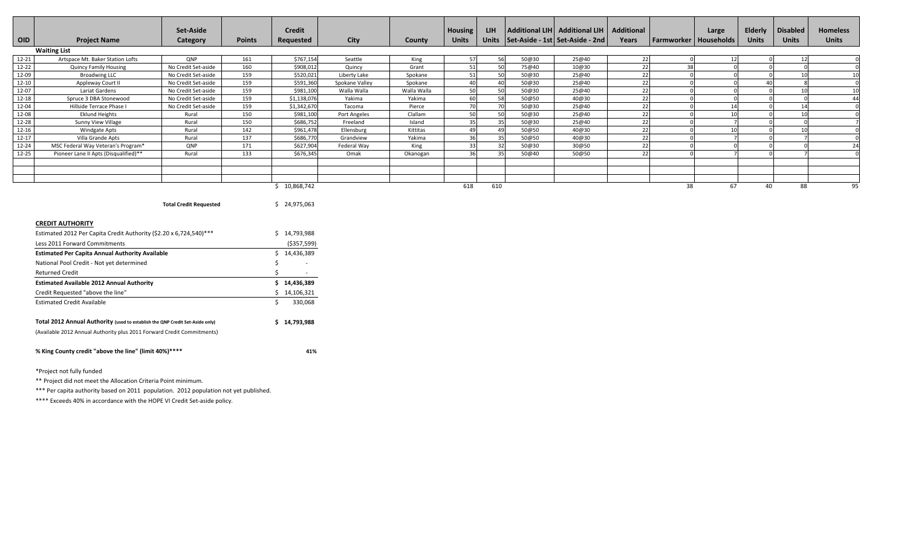| OID | Project Name | Set-Aside Category | Points | Credit Requested | City | County | Housing Units | LIH Units | Additional LIH Set-Aside - 1st | Additional LIH Set-Aside - 2nd | Additional Years | Farmworker | Large Households | Elderly Units | Disabled Units | Homeless Units |
|---|---|---|---|---|---|---|---|---|---|---|---|---|---|---|---|---|
| | **Waiting List** | | | | | | | | | | | | | | | |
| 12-21 | Artspace Mt. Baker Station Lofts | QNP | 161 | $767,154 | Seattle | King | 57 | 56 | 50@30 | 25@40 | 22 | 0 | 12 | 0 | 12 | 0 |
| 12-22 | Quincy Family Housing | No Credit Set-aside | 160 | $908,012 | Quincy | Grant | 51 | 50 | 75@40 | 10@30 | 22 | 38 | 0 | 0 | 0 | 0 |
| 12-09 | Broadwing LLC | No Credit Set-aside | 159 | $520,021 | Liberty Lake | Spokane | 51 | 50 | 50@30 | 25@40 | 22 | 0 | 0 | 0 | 10 | 10 |
| 12-10 | Appleway Court II | No Credit Set-aside | 159 | $591,360 | Spokane Valley | Spokane | 40 | 40 | 50@30 | 25@40 | 22 | 0 | 0 | 40 | 8 | 0 |
| 12-07 | Lariat Gardens | No Credit Set-aside | 159 | $981,100 | Walla Walla | Walla Walla | 50 | 50 | 50@30 | 25@40 | 22 | 0 | 0 | 0 | 10 | 10 |
| 12-18 | Spruce 3 DBA Stonewood | No Credit Set-aside | 159 | $1,138,076 | Yakima | Yakima | 60 | 58 | 50@50 | 40@30 | 22 | 0 | 0 | 0 | 0 | 44 |
| 12-04 | Hillside Terrace Phase I | No Credit Set-aside | 159 | $1,342,670 | Tacoma | Pierce | 70 | 70 | 50@30 | 25@40 | 22 | 0 | 14 | 0 | 14 | 0 |
| 12-08 | Eklund Heights | Rural | 150 | $981,100 | Port Angeles | Clallam | 50 | 50 | 50@30 | 25@40 | 22 | 0 | 10 | 0 | 10 | 0 |
| 12-28 | Sunny View Village | Rural | 150 | $686,752 | Freeland | Island | 35 | 35 | 50@30 | 25@40 | 22 | 0 | 7 | 0 | 0 | 7 |
| 12-16 | Windgate Apts | Rural | 142 | $961,478 | Ellensburg | Kittitas | 49 | 49 | 50@50 | 40@30 | 22 | 0 | 10 | 0 | 10 | 0 |
| 12-17 | Villa Grande Apts | Rural | 137 | $686,770 | Grandview | Yakima | 36 | 35 | 50@50 | 40@30 | 22 | 0 | 7 | 0 | 7 | 0 |
| 12-24 | MSC Federal Way Veteran's Program* | QNP | 171 | $627,904 | Federal Way | King | 33 | 32 | 50@30 | 30@50 | 22 | 0 | 0 | 0 | 0 | 24 |
| 12-25 | Pioneer Lane II Apts (Disqualified)** | Rural | 133 | $676,345 | Omak | Okanogan | 36 | 35 | 50@40 | 50@50 | 22 | 0 | 7 | 0 | 7 | 0 |
| | | | | $ 10,868,742 | | | 618 | 610 | | | | 38 | 67 | 40 | 88 | 95 |

**Total Credit Requested** $ 24,975,063

**CREDIT AUTHORITY**

| | |
|---|---|
| Estimated 2012 Per Capita Credit Authority ($2.20 x 6,724,540)*** | $ 14,793,988 |
| Less 2011 Forward Commitments | ($357,599) |
| **Estimated Per Capita Annual Authority Available** | $ 14,436,389 |
| National Pool Credit - Not yet determined | $ - |
| Returned Credit | $ - |
| **Estimated Available 2012 Annual Authority** | **$ 14,436,389** |
| Credit Requested "above the line" | $ 14,106,321 |
| Estimated Credit Available | $ 330,068 |
| **Total 2012 Annual Authority** (used to establish the QNP Credit Set-Aside only) | **$ 14,793,988** |
| (Available 2012 Annual Authority plus 2011 Forward Commitments) | |
| **% King County credit "above the line" (limit 40%)\*\*\*\*** | **41%** |

*Project not fully funded

** Project did not meet the Allocation Criteria Point minimum.

*** Per capita authority based on 2011 population. 2012 population not yet published.

**** Exceeds 40% in accordance with the HOPE VI Credit Set-aside policy.